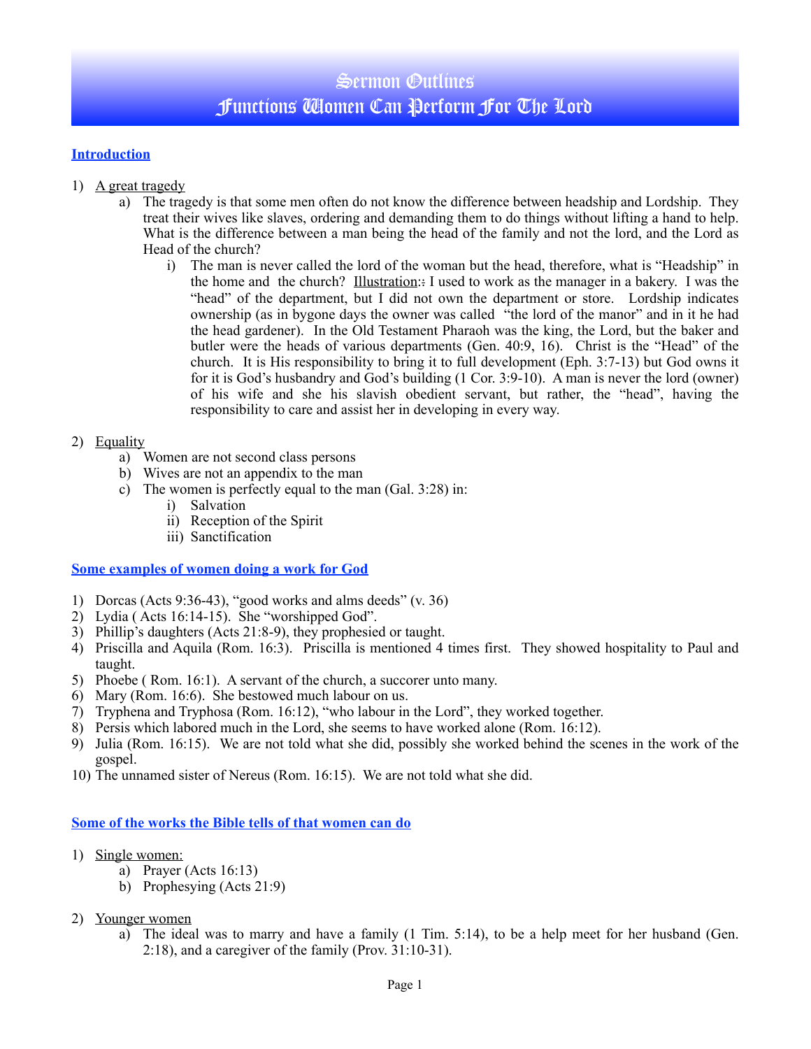# Sermon Outlines
# Functions Women Can Perform For The Lord

## Introduction

1) A great tragedy
    a) The tragedy is that some men often do not know the difference between headship and Lordship. They treat their wives like slaves, ordering and demanding them to do things without lifting a hand to help. What is the difference between a man being the head of the family and not the lord, and the Lord as Head of the church?
        i) The man is never called the lord of the woman but the head, therefore, what is "Headship" in the home and the church? Illustration:: I used to work as the manager in a bakery. I was the "head" of the department, but I did not own the department or store. Lordship indicates ownership (as in bygone days the owner was called "the lord of the manor" and in it he had the head gardener). In the Old Testament Pharaoh was the king, the Lord, but the baker and butler were the heads of various departments (Gen. 40:9, 16). Christ is the "Head" of the church. It is His responsibility to bring it to full development (Eph. 3:7-13) but God owns it for it is God's husbandry and God's building (1 Cor. 3:9-10). A man is never the lord (owner) of his wife and she his slavish obedient servant, but rather, the "head", having the responsibility to care and assist her in developing in every way.

2) Equality
    a) Women are not second class persons
    b) Wives are not an appendix to the man
    c) The women is perfectly equal to the man (Gal. 3:28) in:
        i) Salvation
        ii) Reception of the Spirit
        iii) Sanctification

## Some examples of women doing a work for God

1) Dorcas (Acts 9:36-43), "good works and alms deeds" (v. 36)
2) Lydia ( Acts 16:14-15). She "worshipped God".
3) Phillip's daughters (Acts 21:8-9), they prophesied or taught.
4) Priscilla and Aquila (Rom. 16:3). Priscilla is mentioned 4 times first. They showed hospitality to Paul and taught.
5) Phoebe ( Rom. 16:1). A servant of the church, a succorer unto many.
6) Mary (Rom. 16:6). She bestowed much labour on us.
7) Tryphena and Tryphosa (Rom. 16:12), "who labour in the Lord", they worked together.
8) Persis which labored much in the Lord, she seems to have worked alone (Rom. 16:12).
9) Julia (Rom. 16:15). We are not told what she did, possibly she worked behind the scenes in the work of the gospel.
10) The unnamed sister of Nereus (Rom. 16:15). We are not told what she did.

## Some of the works the Bible tells of that women can do

1) Single women:
    a) Prayer (Acts 16:13)
    b) Prophesying (Acts 21:9)

2) Younger women
    a) The ideal was to marry and have a family (1 Tim. 5:14), to be a help meet for her husband (Gen. 2:18), and a caregiver of the family (Prov. 31:10-31).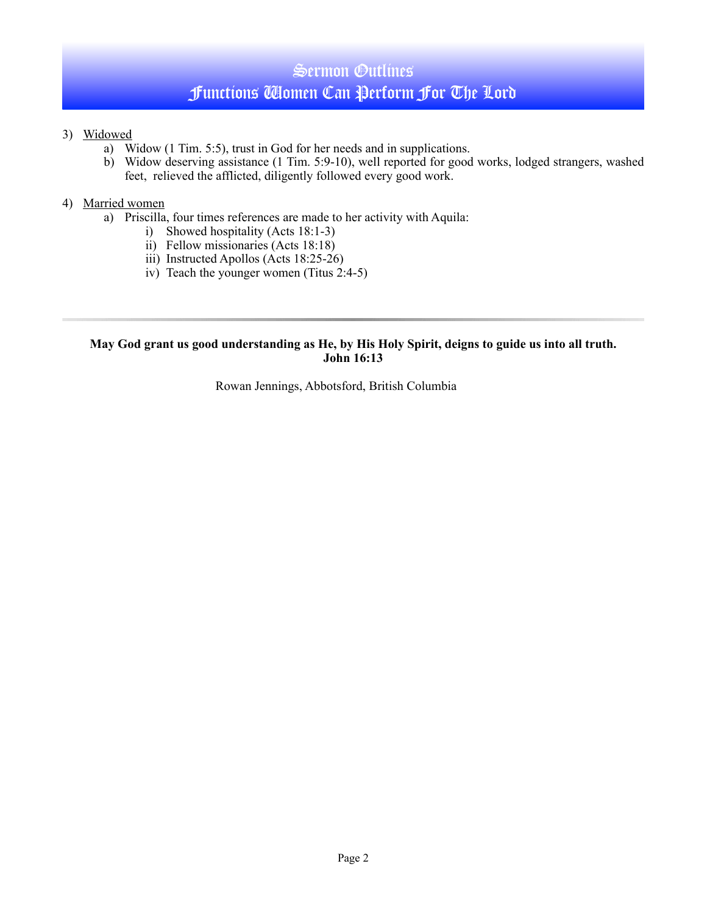3) Widowed
    a) Widow (1 Tim. 5:5), trust in God for her needs and in supplications.
    b) Widow deserving assistance (1 Tim. 5:9-10), well reported for good works, lodged strangers, washed feet, relieved the afflicted, diligently followed every good work.

4) Married women
    a) Priscilla, four times references are made to her activity with Aquila:
        i) Showed hospitality (Acts 18:1-3)
        ii) Fellow missionaries (Acts 18:18)
        iii) Instructed Apollos (Acts 18:25-26)
        iv) Teach the younger women (Titus 2:4-5)

---

**May God grant us good understanding as He, by His Holy Spirit, deigns to guide us into all truth. John 16:13**

Rowan Jennings, Abbotsford, British Columbia